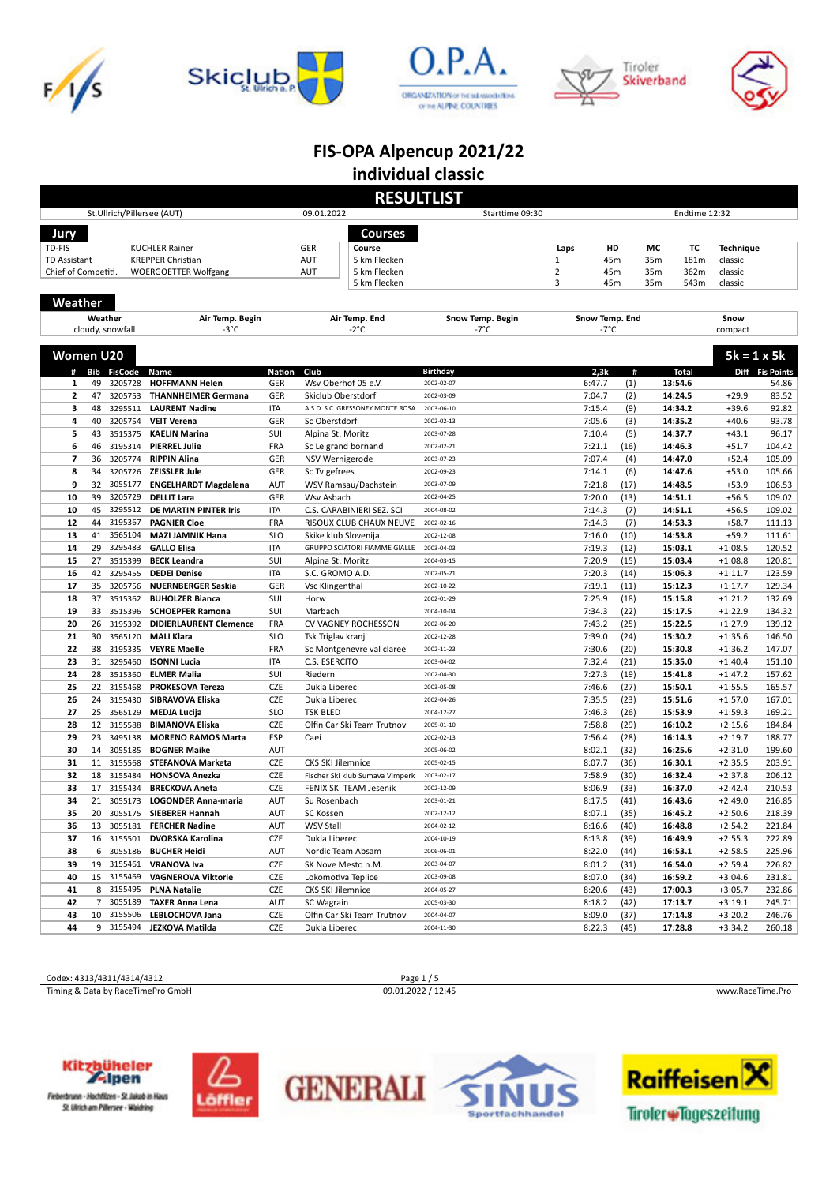# FIS-OPA Alpencup 2021/22

## individual classic

## RESULTLIST

| St.Ullrich/Pillersee (AUT) | 09.01.2022 | Starttime 09:30 | Endtime 12:32 |
|---|---|---|---|

### Jury

| | | |
|---|---|---|
| TD-FIS | KUCHLER Rainer | GER |
| TD Assistant | KREPPER Christian | AUT |
| Chief of Competiti. | WOERGOETTER Wolfgang | AUT |

### Courses

| Course | Laps | HD | MC | TC | Technique |
|---|---|---|---|---|---|
| 5 km Flecken | 1 | 45m | 35m | 181m | classic |
| 5 km Flecken | 2 | 45m | 35m | 362m | classic |
| 5 km Flecken | 3 | 45m | 35m | 543m | classic |

### Weather

| Weather | Air Temp. Begin | Air Temp. End | Snow Temp. Begin | Snow Temp. End | Snow |
|---|---|---|---|---|---|
| cloudy, snowfall | -3°C | -2°C | -7°C | -7°C | compact |

### Women U20 — 5k = 1 x 5k

| # | Bib | FisCode | Name | Nation | Club | Birthday | 2,3k | # | Total | Diff | Fis Points |
|---|---|---|---|---|---|---|---|---|---|---|---|
| 1 | 49 | 3205728 | **HOFFMANN Helen** | GER | Wsv Oberhof 05 e.V. | 2002-02-07 | 6:47.7 | (1) | **13:54.6** | | 54.86 |
| 2 | 47 | 3205753 | **THANNHEIMER Germana** | GER | Skiclub Oberstdorf | 2002-03-09 | 7:04.7 | (2) | **14:24.5** | +29.9 | 83.52 |
| 3 | 48 | 3295511 | **LAURENT Nadine** | ITA | A.S.D. S.C. GRESSONEY MONTE ROSA | 2003-06-10 | 7:15.4 | (9) | **14:34.2** | +39.6 | 92.82 |
| 4 | 40 | 3205754 | **VEIT Verena** | GER | Sc Oberstdorf | 2002-02-13 | 7:05.6 | (3) | **14:35.2** | +40.6 | 93.78 |
| 5 | 43 | 3515375 | **KAELIN Marina** | SUI | Alpina St. Moritz | 2003-07-28 | 7:10.4 | (5) | **14:37.7** | +43.1 | 96.17 |
| 6 | 46 | 3195314 | **PIERREL Julie** | FRA | Sc Le grand bornand | 2002-02-21 | 7:21.1 | (16) | **14:46.3** | +51.7 | 104.42 |
| 7 | 36 | 3205774 | **RIPPIN Alina** | GER | NSV Wernigerode | 2003-07-23 | 7:07.4 | (4) | **14:47.0** | +52.4 | 105.09 |
| 8 | 34 | 3205726 | **ZEISSLER Jule** | GER | Sc Tv gefrees | 2002-09-23 | 7:14.1 | (6) | **14:47.6** | +53.0 | 105.66 |
| 9 | 32 | 3055177 | **ENGELHARDT Magdalena** | AUT | WSV Ramsau/Dachstein | 2003-07-09 | 7:21.8 | (17) | **14:48.5** | +53.9 | 106.53 |
| 10 | 39 | 3205729 | **DELLIT Lara** | GER | Wsv Asbach | 2002-04-25 | 7:20.0 | (13) | **14:51.1** | +56.5 | 109.02 |
| 10 | 45 | 3295512 | **DE MARTIN PINTER Iris** | ITA | C.S. CARABINIERI SEZ. SCI | 2004-08-02 | 7:14.3 | (7) | **14:51.1** | +56.5 | 109.02 |
| 12 | 44 | 3195367 | **PAGNIER Cloe** | FRA | RISOUX CLUB CHAUX NEUVE | 2002-02-16 | 7:14.3 | (7) | **14:53.3** | +58.7 | 111.13 |
| 13 | 41 | 3565104 | **MAZI JAMNIK Hana** | SLO | Skike klub Slovenija | 2002-12-08 | 7:16.0 | (10) | **14:53.8** | +59.2 | 111.61 |
| 14 | 29 | 3295483 | **GALLO Elisa** | ITA | GRUPPO SCIATORI FIAMME GIALLE | 2003-04-03 | 7:19.3 | (12) | **15:03.1** | +1:08.5 | 120.52 |
| 15 | 27 | 3515399 | **BECK Leandra** | SUI | Alpina St. Moritz | 2004-03-15 | 7:20.9 | (15) | **15:03.4** | +1:08.8 | 120.81 |
| 16 | 42 | 3295455 | **DEDEI Denise** | ITA | S.C. GROMO A.D. | 2002-05-21 | 7:20.3 | (14) | **15:06.3** | +1:11.7 | 123.59 |
| 17 | 35 | 3205756 | **NUERNBERGER Saskia** | GER | Vsc Klingenthal | 2002-10-22 | 7:19.1 | (11) | **15:12.3** | +1:17.7 | 129.34 |
| 18 | 37 | 3515362 | **BUHOLZER Bianca** | SUI | Horw | 2002-01-29 | 7:25.9 | (18) | **15:15.8** | +1:21.2 | 132.69 |
| 19 | 33 | 3515396 | **SCHOEPFER Ramona** | SUI | Marbach | 2004-10-04 | 7:34.3 | (22) | **15:17.5** | +1:22.9 | 134.32 |
| 20 | 26 | 3195392 | **DIDIERLAURENT Clemence** | FRA | CV VAGNEY ROCHESSON | 2002-06-20 | 7:43.2 | (25) | **15:22.5** | +1:27.9 | 139.12 |
| 21 | 30 | 3565120 | **MALI Klara** | SLO | Tsk Triglav kranj | 2002-12-28 | 7:39.0 | (24) | **15:30.2** | +1:35.6 | 146.50 |
| 22 | 38 | 3195335 | **VEYRE Maelle** | FRA | Sc Montgenevre val claree | 2002-11-23 | 7:30.6 | (20) | **15:30.8** | +1:36.2 | 147.07 |
| 23 | 31 | 3295460 | **ISONNI Lucia** | ITA | C.S. ESERCITO | 2003-04-02 | 7:32.4 | (21) | **15:35.0** | +1:40.4 | 151.10 |
| 24 | 28 | 3515360 | **ELMER Malia** | SUI | Riedern | 2002-04-30 | 7:27.3 | (19) | **15:41.8** | +1:47.2 | 157.62 |
| 25 | 22 | 3155468 | **PROKESOVA Tereza** | CZE | Dukla Liberec | 2003-05-08 | 7:46.6 | (27) | **15:50.1** | +1:55.5 | 165.57 |
| 26 | 24 | 3155430 | **SIBRAVOVA Eliska** | CZE | Dukla Liberec | 2002-04-26 | 7:35.5 | (23) | **15:51.6** | +1:57.0 | 167.01 |
| 27 | 25 | 3565129 | **MEDJA Lucija** | SLO | TSK BLED | 2004-12-27 | 7:46.3 | (26) | **15:53.9** | +1:59.3 | 169.21 |
| 28 | 12 | 3155588 | **BIMANOVA Eliska** | CZE | Olfin Car Ski Team Trutnov | 2005-01-10 | 7:58.8 | (29) | **16:10.2** | +2:15.6 | 184.84 |
| 29 | 23 | 3495138 | **MORENO RAMOS Marta** | ESP | Caei | 2002-02-13 | 7:56.4 | (28) | **16:14.3** | +2:19.7 | 188.77 |
| 30 | 14 | 3055185 | **BOGNER Maike** | AUT | | 2005-06-02 | 8:02.1 | (32) | **16:25.6** | +2:31.0 | 199.60 |
| 31 | 11 | 3155568 | **STEFANOVA Marketa** | CZE | CKS SKI Jilemnice | 2005-02-15 | 8:07.7 | (36) | **16:30.1** | +2:35.5 | 203.91 |
| 32 | 18 | 3155484 | **HONSOVA Anezka** | CZE | Fischer Ski klub Sumava Vimperk | 2003-02-17 | 7:58.9 | (30) | **16:32.4** | +2:37.8 | 206.12 |
| 33 | 17 | 3155434 | **BRECKOVA Aneta** | CZE | FENIX SKI TEAM Jesenik | 2002-12-09 | 8:06.9 | (33) | **16:37.0** | +2:42.4 | 210.53 |
| 34 | 21 | 3055173 | **LOGONDER Anna-maria** | AUT | Su Rosenbach | 2003-01-21 | 8:17.5 | (41) | **16:43.6** | +2:49.0 | 216.85 |
| 35 | 20 | 3055175 | **SIEBERER Hannah** | AUT | SC Kossen | 2002-12-12 | 8:07.1 | (35) | **16:45.2** | +2:50.6 | 218.39 |
| 36 | 13 | 3055181 | **FERCHER Nadine** | AUT | WSV Stall | 2004-02-12 | 8:16.6 | (40) | **16:48.8** | +2:54.2 | 221.84 |
| 37 | 16 | 3155501 | **DVORSKA Karolina** | CZE | Dukla Liberec | 2004-10-19 | 8:13.8 | (39) | **16:49.9** | +2:55.3 | 222.89 |
| 38 | 6 | 3055186 | **BUCHER Heidi** | AUT | Nordic Team Absam | 2006-06-01 | 8:22.0 | (44) | **16:53.1** | +2:58.5 | 225.96 |
| 39 | 19 | 3155461 | **VRANOVA Iva** | CZE | SK Nove Mesto n.M. | 2003-04-07 | 8:01.2 | (31) | **16:54.0** | +2:59.4 | 226.82 |
| 40 | 15 | 3155469 | **VAGNEROVA Viktorie** | CZE | Lokomotiva Teplice | 2003-09-08 | 8:07.0 | (34) | **16:59.2** | +3:04.6 | 231.81 |
| 41 | 8 | 3155495 | **PLNA Natalie** | CZE | CKS SKI Jilemnice | 2004-05-27 | 8:20.6 | (43) | **17:00.3** | +3:05.7 | 232.86 |
| 42 | 7 | 3055189 | **TAXER Anna Lena** | AUT | SC Wagrain | 2005-03-30 | 8:18.2 | (42) | **17:13.7** | +3:19.1 | 245.71 |
| 43 | 10 | 3155506 | **LEBLOCHOVA Jana** | CZE | Olfin Car Ski Team Trutnov | 2004-04-07 | 8:09.0 | (37) | **17:14.8** | +3:20.2 | 246.76 |
| 44 | 9 | 3155494 | **JEZKOVA Matilda** | CZE | Dukla Liberec | 2004-11-30 | 8:22.3 | (45) | **17:28.8** | +3:34.2 | 260.18 |

Codex: 4313/4311/4314/4312

Timing & Data by RaceTimePro GmbH — 09.01.2022 / 12:45 — www.RaceTime.Pro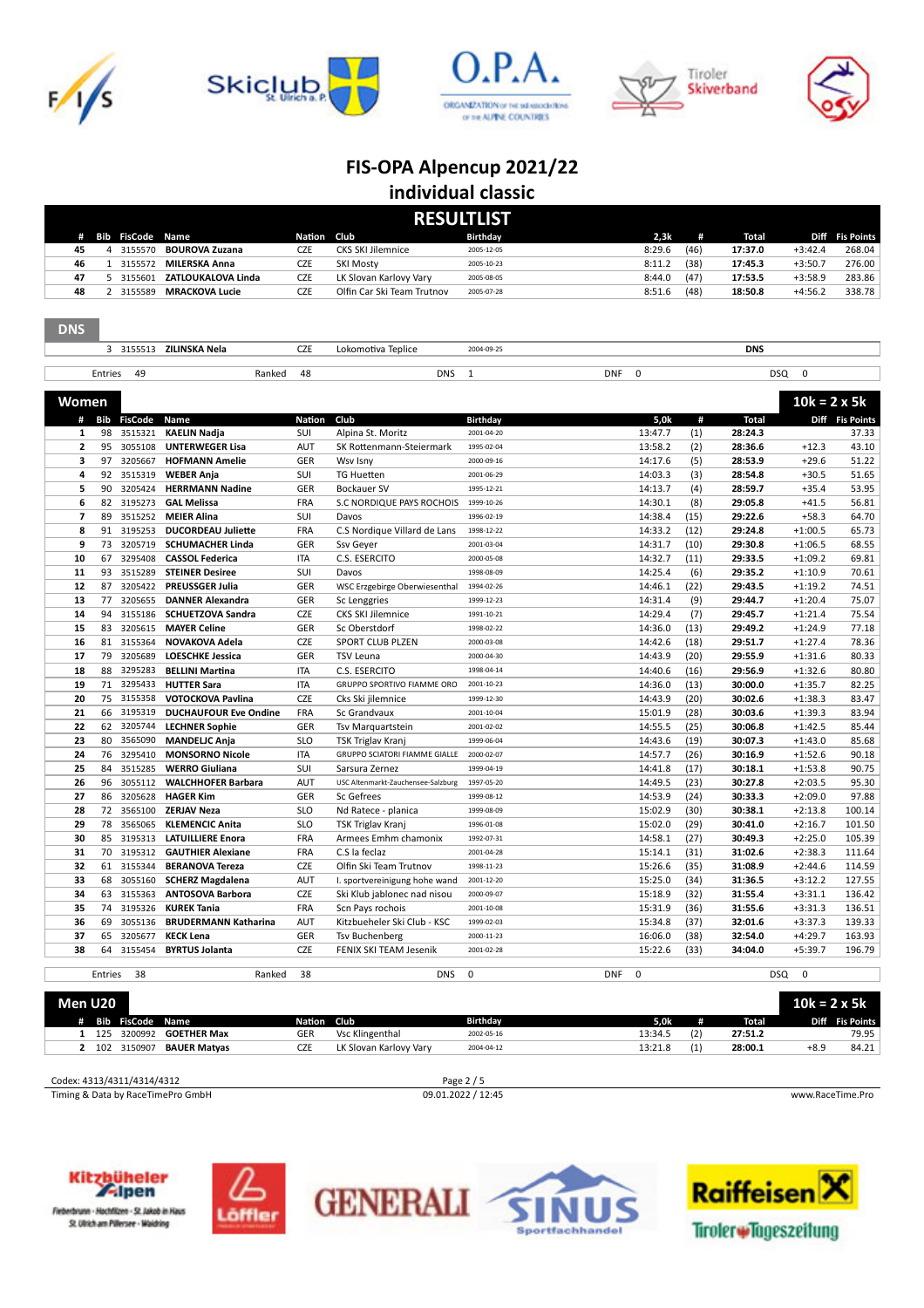# FIS-OPA Alpencup 2021/22

## individual classic

### RESULTLIST

| # | Bib | FisCode | Name | Nation | Club | Birthday | 2,3k | # | Total | Diff | Fis Points |
|---|---|---|---|---|---|---|---|---|---|---|---|
| 45 | 4 | 3155570 | **BOUROVA Zuzana** | CZE | CKS SKI Jilemnice | 2005-12-05 | 8:29.6 | (46) | **17:37.0** | +3:42.4 | 268.04 |
| 46 | 1 | 3155572 | **MILERSKA Anna** | CZE | SKI Mosty | 2005-10-23 | 8:11.2 | (38) | **17:45.3** | +3:50.7 | 276.00 |
| 47 | 5 | 3155601 | **ZATLOUKALOVA Linda** | CZE | LK Slovan Karlovy Vary | 2005-08-05 | 8:44.0 | (47) | **17:53.5** | +3:58.9 | 283.86 |
| 48 | 2 | 3155589 | **MRACKOVA Lucie** | CZE | Olfin Car Ski Team Trutnov | 2005-07-28 | 8:51.6 | (48) | **18:50.8** | +4:56.2 | 338.78 |

### DNS

| Bib | FisCode | Name | Nation | Club | Birthday | Total |
|---|---|---|---|---|---|---|
| 3 | 3155513 | **ZILINSKA Nela** | CZE | Lokomotiva Teplice | 2004-09-25 | DNS |

Entries 49 | Ranked 48 | DNS 1 | DNF 0 | DSQ 0

### Women — 10k = 2 x 5k

| # | Bib | FisCode | Name | Nation | Club | Birthday | 5,0k | # | Total | Diff | Fis Points |
|---|---|---|---|---|---|---|---|---|---|---|---|
| 1 | 98 | 3515321 | **KAELIN Nadja** | SUI | Alpina St. Moritz | 2001-04-20 | 13:47.7 | (1) | **28:24.3** | | 37.33 |
| 2 | 95 | 3055108 | **UNTERWEGER Lisa** | AUT | SK Rottenmann-Steiermark | 1995-02-04 | 13:58.2 | (2) | **28:36.6** | +12.3 | 43.10 |
| 3 | 97 | 3205667 | **HOFMANN Amelie** | GER | Wsv Isny | 2000-09-16 | 14:17.6 | (5) | **28:53.9** | +29.6 | 51.22 |
| 4 | 92 | 3515319 | **WEBER Anja** | SUI | TG Huetten | 2001-06-29 | 14:03.3 | (3) | **28:54.8** | +30.5 | 51.65 |
| 5 | 90 | 3205424 | **HERRMANN Nadine** | GER | Bockauer SV | 1995-12-21 | 14:13.7 | (4) | **28:59.7** | +35.4 | 53.95 |
| 6 | 82 | 3195273 | **GAL Melissa** | FRA | S.C NORDIQUE PAYS ROCHOIS | 1999-10-26 | 14:30.1 | (8) | **29:05.8** | +41.5 | 56.81 |
| 7 | 89 | 3515252 | **MEIER Alina** | SUI | Davos | 1996-02-19 | 14:38.4 | (15) | **29:22.6** | +58.3 | 64.70 |
| 8 | 91 | 3195253 | **DUCORDEAU Juliette** | FRA | C.S Nordique Villard de Lans | 1998-12-22 | 14:33.2 | (12) | **29:24.8** | +1:00.5 | 65.73 |
| 9 | 73 | 3205719 | **SCHUMACHER Linda** | GER | Ssv Geyer | 2001-03-04 | 14:31.7 | (10) | **29:30.8** | +1:06.5 | 68.55 |
| 10 | 67 | 3295408 | **CASSOL Federica** | ITA | C.S. ESERCITO | 2000-05-08 | 14:32.7 | (11) | **29:33.5** | +1:09.2 | 69.81 |
| 11 | 93 | 3515289 | **STEINER Desiree** | SUI | Davos | 1998-08-09 | 14:25.4 | (6) | **29:35.2** | +1:10.9 | 70.61 |
| 12 | 87 | 3205422 | **PREUSSGER Julia** | GER | WSC Erzgebirge Oberwiesenthal | 1994-02-26 | 14:46.1 | (22) | **29:43.5** | +1:19.2 | 74.51 |
| 13 | 77 | 3205655 | **DANNER Alexandra** | GER | Sc Lenggries | 1999-12-23 | 14:31.4 | (9) | **29:44.7** | +1:20.4 | 75.07 |
| 14 | 94 | 3155186 | **SCHUETZOVA Sandra** | CZE | CKS SKI Jilemnice | 1991-10-21 | 14:29.4 | (7) | **29:45.7** | +1:21.4 | 75.54 |
| 15 | 83 | 3205615 | **MAYER Celine** | GER | Sc Oberstdorf | 1998-02-22 | 14:36.0 | (13) | **29:49.2** | +1:24.9 | 77.18 |
| 16 | 81 | 3155364 | **NOVAKOVA Adela** | CZE | SPORT CLUB PLZEN | 2000-03-08 | 14:42.6 | (18) | **29:51.7** | +1:27.4 | 78.36 |
| 17 | 79 | 3205689 | **LOESCHKE Jessica** | GER | TSV Leuna | 2000-04-30 | 14:43.9 | (20) | **29:55.9** | +1:31.6 | 80.33 |
| 18 | 88 | 3295283 | **BELLINI Martina** | ITA | C.S. ESERCITO | 1998-04-14 | 14:40.6 | (16) | **29:56.9** | +1:32.6 | 80.80 |
| 19 | 71 | 3295433 | **HUTTER Sara** | ITA | GRUPPO SPORTIVO FIAMME ORO | 2001-10-23 | 14:36.0 | (13) | **30:00.0** | +1:35.7 | 82.25 |
| 20 | 75 | 3155358 | **VOTOCKOVA Pavlina** | CZE | Cks Ski jilemnice | 1999-12-30 | 14:43.9 | (20) | **30:02.6** | +1:38.3 | 83.47 |
| 21 | 66 | 3195319 | **DUCHAUFOUR Eve Ondine** | FRA | Sc Grandvaux | 2001-10-04 | 15:01.9 | (28) | **30:03.6** | +1:39.3 | 83.94 |
| 22 | 62 | 3205744 | **LECHNER Sophie** | GER | Tsv Marquartstein | 2001-02-02 | 14:55.5 | (25) | **30:06.8** | +1:42.5 | 85.44 |
| 23 | 80 | 3565090 | **MANDELJC Anja** | SLO | TSK Triglav Kranj | 1999-06-04 | 14:43.6 | (19) | **30:07.3** | +1:43.0 | 85.68 |
| 24 | 76 | 3295410 | **MONSORNO Nicole** | ITA | GRUPPO SCIATORI FIAMME GIALLE | 2000-02-07 | 14:57.7 | (26) | **30:16.9** | +1:52.6 | 90.18 |
| 25 | 84 | 3515285 | **WERRO Giuliana** | SUI | Sarsura Zernez | 1999-04-19 | 14:41.8 | (17) | **30:18.1** | +1:53.8 | 90.75 |
| 26 | 96 | 3055112 | **WALCHHOFER Barbara** | AUT | USC Altenmarkt-Zauchensee-Salzburg | 1997-05-20 | 14:49.5 | (23) | **30:27.8** | +2:03.5 | 95.30 |
| 27 | 86 | 3205628 | **HAGER Kim** | GER | Sc Gefrees | 1999-08-12 | 14:53.9 | (24) | **30:33.3** | +2:09.0 | 97.88 |
| 28 | 72 | 3565100 | **ZERJAV Neza** | SLO | Nd Ratece - planica | 1999-08-09 | 15:02.9 | (30) | **30:38.1** | +2:13.8 | 100.14 |
| 29 | 78 | 3565065 | **KLEMENCIC Anita** | SLO | TSK Triglav Kranj | 1996-01-08 | 15:02.0 | (29) | **30:41.0** | +2:16.7 | 101.50 |
| 30 | 85 | 3195313 | **LATUILLIERE Enora** | FRA | Armees Emhm chamonix | 1992-07-31 | 14:58.1 | (27) | **30:49.3** | +2:25.0 | 105.39 |
| 31 | 70 | 3195312 | **GAUTHIER Alexiane** | FRA | C.S la feclaz | 2001-04-28 | 15:14.1 | (31) | **31:02.6** | +2:38.3 | 111.64 |
| 32 | 61 | 3155344 | **BERANOVA Tereza** | CZE | Olfin Ski Team Trutnov | 1998-11-23 | 15:26.6 | (35) | **31:08.9** | +2:44.6 | 114.59 |
| 33 | 68 | 3055160 | **SCHERZ Magdalena** | AUT | I. sportvereinigung hohe wand | 2001-12-20 | 15:25.0 | (34) | **31:36.5** | +3:12.2 | 127.55 |
| 34 | 63 | 3155363 | **ANTOSOVA Barbora** | CZE | Ski Klub jablonec nad nisou | 2000-09-07 | 15:18.9 | (32) | **31:55.4** | +3:31.1 | 136.42 |
| 35 | 74 | 3195326 | **KUREK Tania** | FRA | Scn Pays rochois | 2001-10-08 | 15:31.9 | (36) | **31:55.6** | +3:31.3 | 136.51 |
| 36 | 69 | 3055136 | **BRUDERMANN Katharina** | AUT | Kitzbueheler Ski Club - KSC | 1999-02-03 | 15:34.8 | (37) | **32:01.6** | +3:37.3 | 139.33 |
| 37 | 65 | 3205677 | **KECK Lena** | GER | Tsv Buchenberg | 2000-11-23 | 16:06.0 | (38) | **32:54.0** | +4:29.7 | 163.93 |
| 38 | 64 | 3155454 | **BYRTUS Jolanta** | CZE | FENIX SKI TEAM Jesenik | 2001-02-28 | 15:22.6 | (33) | **34:04.0** | +5:39.7 | 196.79 |

Entries 38 | Ranked 38 | DNS 0 | DNF 0 | DSQ 0

### Men U20 — 10k = 2 x 5k

| # | Bib | FisCode | Name | Nation | Club | Birthday | 5,0k | # | Total | Diff | Fis Points |
|---|---|---|---|---|---|---|---|---|---|---|---|
| 1 | 125 | 3200992 | **GOETHER Max** | GER | Vsc Klingenthal | 2002-05-16 | 13:34.5 | (2) | **27:51.2** | | 79.95 |
| 2 | 102 | 3150907 | **BAUER Matyas** | CZE | LK Slovan Karlovy Vary | 2004-04-12 | 13:21.8 | (1) | **28:00.1** | +8.9 | 84.21 |

Codex: 4313/4311/4314/4312

Timing & Data by RaceTimePro GmbH — 09.01.2022 / 12:45 — www.RaceTime.Pro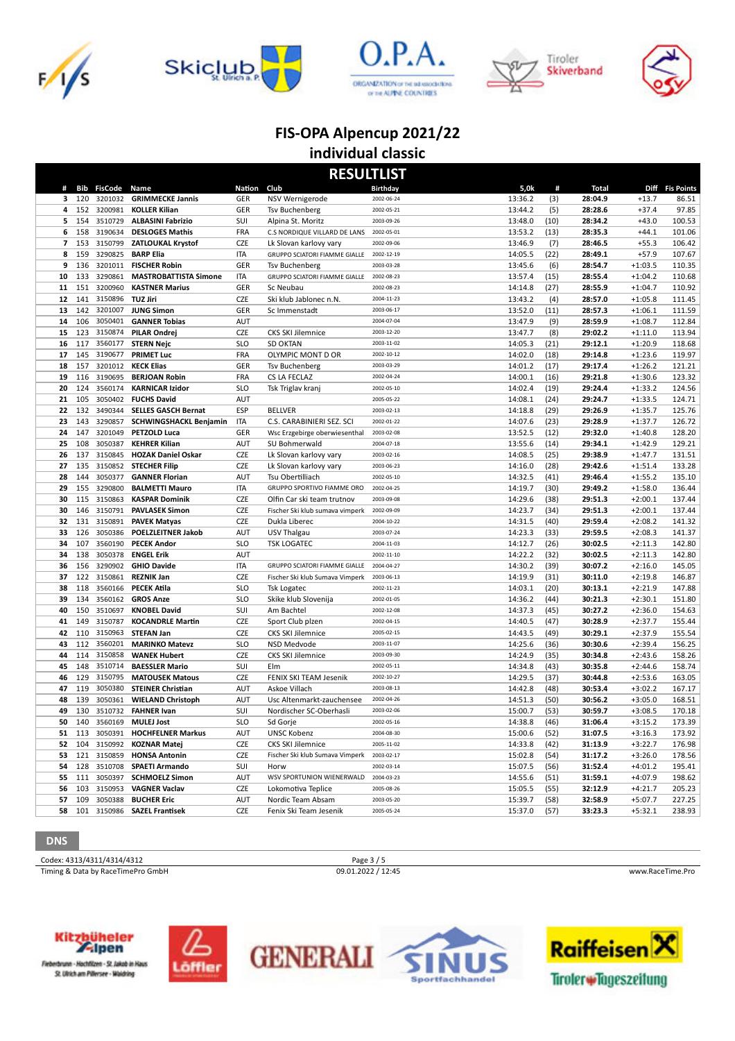# FIS-OPA Alpencup 2021/22

## individual classic

### RESULTLIST

| # | Bib | FisCode | Name | Nation | Club | Birthday | 5,0k | # | Total | Diff | Fis Points |
|---|---|---|---|---|---|---|---|---|---|---|---|
| 3 | 120 | 3201032 | **GRIMMECKE Jannis** | GER | NSV Wernigerode | 2002-06-24 | 13:36.2 | (3) | **28:04.9** | +13.7 | 86.51 |
| 4 | 152 | 3200981 | **KOLLER Kilian** | GER | Tsv Buchenberg | 2002-05-21 | 13:44.2 | (5) | **28:28.6** | +37.4 | 97.85 |
| 5 | 154 | 3510729 | **ALBASINI Fabrizio** | SUI | Alpina St. Moritz | 2003-09-26 | 13:48.0 | (10) | **28:34.2** | +43.0 | 100.53 |
| 6 | 158 | 3190634 | **DESLOGES Mathis** | FRA | C.S NORDIQUE VILLARD DE LANS | 2002-05-01 | 13:53.2 | (13) | **28:35.3** | +44.1 | 101.06 |
| 7 | 153 | 3150799 | **ZATLOUKAL Krystof** | CZE | Lk Slovan karlovy vary | 2002-09-06 | 13:46.9 | (7) | **28:46.5** | +55.3 | 106.42 |
| 8 | 159 | 3290825 | **BARP Elia** | ITA | GRUPPO SCIATORI FIAMME GIALLE | 2002-12-19 | 14:05.5 | (22) | **28:49.1** | +57.9 | 107.67 |
| 9 | 136 | 3201011 | **FISCHER Robin** | GER | Tsv Buchenberg | 2003-03-28 | 13:45.6 | (6) | **28:54.7** | +1:03.5 | 110.35 |
| 10 | 133 | 3290861 | **MASTROBATTISTA Simone** | ITA | GRUPPO SCIATORI FIAMME GIALLE | 2002-08-23 | 13:57.4 | (15) | **28:55.4** | +1:04.2 | 110.68 |
| 11 | 151 | 3200960 | **KASTNER Marius** | GER | Sc Neubau | 2002-08-23 | 14:14.8 | (27) | **28:55.9** | +1:04.7 | 110.92 |
| 12 | 141 | 3150896 | **TUZ Jiri** | CZE | Ski klub Jablonec n.N. | 2004-11-23 | 13:43.2 | (4) | **28:57.0** | +1:05.8 | 111.45 |
| 13 | 142 | 3201007 | **JUNG Simon** | GER | Sc Immenstadt | 2003-06-17 | 13:52.0 | (11) | **28:57.3** | +1:06.1 | 111.59 |
| 14 | 106 | 3050401 | **GANNER Tobias** | AUT | | 2004-07-04 | 13:47.9 | (9) | **28:59.9** | +1:08.7 | 112.84 |
| 15 | 123 | 3150874 | **PILAR Ondrej** | CZE | CKS SKI Jilemnice | 2003-12-20 | 13:47.7 | (8) | **29:02.2** | +1:11.0 | 113.94 |
| 16 | 117 | 3560177 | **STERN Nejc** | SLO | SD OKTAN | 2003-11-02 | 14:05.3 | (21) | **29:12.1** | +1:20.9 | 118.68 |
| 17 | 145 | 3190677 | **PRIMET Luc** | FRA | OLYMPIC MONT D OR | 2002-10-12 | 14:02.0 | (18) | **29:14.8** | +1:23.6 | 119.97 |
| 18 | 157 | 3201012 | **KECK Elias** | GER | Tsv Buchenberg | 2003-03-29 | 14:01.2 | (17) | **29:17.4** | +1:26.2 | 121.21 |
| 19 | 116 | 3190695 | **BERJOAN Robin** | FRA | CS LA FECLAZ | 2002-04-24 | 14:00.1 | (16) | **29:21.8** | +1:30.6 | 123.32 |
| 20 | 124 | 3560174 | **KARNICAR Izidor** | SLO | Tsk Triglav kranj | 2002-05-10 | 14:02.4 | (19) | **29:24.4** | +1:33.2 | 124.56 |
| 21 | 105 | 3050402 | **FUCHS David** | AUT | | 2005-05-22 | 14:08.1 | (24) | **29:24.7** | +1:33.5 | 124.71 |
| 22 | 132 | 3490344 | **SELLES GASCH Bernat** | ESP | BELLVER | 2003-02-13 | 14:18.8 | (29) | **29:26.9** | +1:35.7 | 125.76 |
| 23 | 143 | 3290857 | **SCHWINGSHACKL Benjamin** | ITA | C.S. CARABINIERI SEZ. SCI | 2002-01-22 | 14:07.6 | (23) | **29:28.9** | +1:37.7 | 126.72 |
| 24 | 147 | 3201049 | **PETZOLD Luca** | GER | Wsc Erzgebirge oberwiesenthal | 2003-02-08 | 13:52.5 | (12) | **29:32.0** | +1:40.8 | 128.20 |
| 25 | 108 | 3050387 | **KEHRER Kilian** | AUT | SU Bohmerwald | 2004-07-18 | 13:55.6 | (14) | **29:34.1** | +1:42.9 | 129.21 |
| 26 | 137 | 3150845 | **HOZAK Daniel Oskar** | CZE | Lk Slovan karlovy vary | 2003-02-16 | 14:08.5 | (25) | **29:38.9** | +1:47.7 | 131.51 |
| 27 | 135 | 3150852 | **STECHER Filip** | CZE | Lk Slovan karlovy vary | 2003-06-23 | 14:16.0 | (28) | **29:42.6** | +1:51.4 | 133.28 |
| 28 | 144 | 3050377 | **GANNER Florian** | AUT | Tsu Obertilliach | 2002-05-10 | 14:32.5 | (41) | **29:46.4** | +1:55.2 | 135.10 |
| 29 | 155 | 3290800 | **BALMETTI Mauro** | ITA | GRUPPO SPORTIVO FIAMME ORO | 2002-04-25 | 14:19.7 | (30) | **29:49.2** | +1:58.0 | 136.44 |
| 30 | 115 | 3150863 | **KASPAR Dominik** | CZE | Olfin Car ski team trutnov | 2003-09-08 | 14:29.6 | (38) | **29:51.3** | +2:00.1 | 137.44 |
| 30 | 146 | 3150791 | **PAVLASEK Simon** | CZE | Fischer Ski klub sumava vimperk | 2002-09-09 | 14:23.7 | (34) | **29:51.3** | +2:00.1 | 137.44 |
| 32 | 131 | 3150891 | **PAVEK Matyas** | CZE | Dukla Liberec | 2004-10-22 | 14:31.5 | (40) | **29:59.4** | +2:08.2 | 141.32 |
| 33 | 126 | 3050386 | **POELZLEITNER Jakob** | AUT | USV Thalgau | 2003-07-24 | 14:23.3 | (33) | **29:59.5** | +2:08.3 | 141.37 |
| 34 | 107 | 3560190 | **PECEK Andor** | SLO | TSK LOGATEC | 2004-11-03 | 14:12.7 | (26) | **30:02.5** | +2:11.3 | 142.80 |
| 34 | 138 | 3050378 | **ENGEL Erik** | AUT | | 2002-11-10 | 14:22.2 | (32) | **30:02.5** | +2:11.3 | 142.80 |
| 36 | 156 | 3290902 | **GHIO Davide** | ITA | GRUPPO SCIATORI FIAMME GIALLE | 2004-04-27 | 14:30.2 | (39) | **30:07.2** | +2:16.0 | 145.05 |
| 37 | 122 | 3150861 | **REZNIK Jan** | CZE | Fischer Ski klub Sumava Vimperk | 2003-06-13 | 14:19.9 | (31) | **30:11.0** | +2:19.8 | 146.87 |
| 38 | 118 | 3560166 | **PECEK Atila** | SLO | Tsk Logatec | 2002-11-23 | 14:03.1 | (20) | **30:13.1** | +2:21.9 | 147.88 |
| 39 | 134 | 3560162 | **GROS Anze** | SLO | Skike klub Slovenija | 2002-01-05 | 14:36.2 | (44) | **30:21.3** | +2:30.1 | 151.80 |
| 40 | 150 | 3510697 | **KNOBEL David** | SUI | Am Bachtel | 2002-12-08 | 14:37.3 | (45) | **30:27.2** | +2:36.0 | 154.63 |
| 41 | 149 | 3150787 | **KOCANDRLE Martin** | CZE | Sport Club plzen | 2002-04-15 | 14:40.5 | (47) | **30:28.9** | +2:37.7 | 155.44 |
| 42 | 110 | 3150963 | **STEFAN Jan** | CZE | CKS SKI Jilemnice | 2005-02-15 | 14:43.5 | (49) | **30:29.1** | +2:37.9 | 155.54 |
| 43 | 112 | 3560201 | **MARINKO Matevz** | SLO | NSD Medvode | 2003-11-07 | 14:25.6 | (36) | **30:30.6** | +2:39.4 | 156.25 |
| 44 | 114 | 3150858 | **WANEK Hubert** | CZE | CKS SKI Jilemnice | 2003-09-30 | 14:24.9 | (35) | **30:34.8** | +2:43.6 | 158.26 |
| 45 | 148 | 3510714 | **BAESSLER Mario** | SUI | Elm | 2002-05-11 | 14:34.8 | (43) | **30:35.8** | +2:44.6 | 158.74 |
| 46 | 129 | 3150795 | **MATOUSEK Matous** | CZE | FENIX SKI TEAM Jesenik | 2002-10-27 | 14:29.5 | (37) | **30:44.8** | +2:53.6 | 163.05 |
| 47 | 119 | 3050380 | **STEINER Christian** | AUT | Askoe Villach | 2003-08-13 | 14:42.8 | (48) | **30:53.4** | +3:02.2 | 167.17 |
| 48 | 139 | 3050361 | **WIELAND Christoph** | AUT | Usc Altenmarkt-zauchensee | 2002-04-26 | 14:51.3 | (50) | **30:56.2** | +3:05.0 | 168.51 |
| 49 | 130 | 3510732 | **FAHNER Ivan** | SUI | Nordischer SC-Oberhasli | 2003-02-06 | 15:00.7 | (53) | **30:59.7** | +3:08.5 | 170.18 |
| 50 | 140 | 3560169 | **MULEJ Jost** | SLO | Sd Gorje | 2002-05-16 | 14:38.8 | (46) | **31:06.4** | +3:15.2 | 173.39 |
| 51 | 113 | 3050391 | **HOCHFELNER Markus** | AUT | UNSC Kobenz | 2004-08-30 | 15:00.6 | (52) | **31:07.5** | +3:16.3 | 173.92 |
| 52 | 104 | 3150992 | **KOZNAR Matej** | CZE | CKS SKI Jilemnice | 2005-11-02 | 14:33.8 | (42) | **31:13.9** | +3:22.7 | 176.98 |
| 53 | 121 | 3150859 | **HONSA Antonin** | CZE | Fischer Ski klub Sumava Vimperk | 2003-02-17 | 15:02.8 | (54) | **31:17.2** | +3:26.0 | 178.56 |
| 54 | 128 | 3510708 | **SPAETI Armando** | SUI | Horw | 2002-03-14 | 15:07.5 | (56) | **31:52.4** | +4:01.2 | 195.41 |
| 55 | 111 | 3050397 | **SCHMOELZ Simon** | AUT | WSV SPORTUNION WIENERWALD | 2004-03-23 | 14:55.6 | (51) | **31:59.1** | +4:07.9 | 198.62 |
| 56 | 103 | 3150953 | **VAGNER Vaclav** | CZE | Lokomotiva Teplice | 2005-08-26 | 15:05.5 | (55) | **32:12.9** | +4:21.7 | 205.23 |
| 57 | 109 | 3050388 | **BUCHER Eric** | AUT | Nordic Team Absam | 2003-05-20 | 15:39.7 | (58) | **32:58.9** | +5:07.7 | 227.25 |
| 58 | 101 | 3150986 | **SAZEL Frantisek** | CZE | Fenix Ski Team Jesenik | 2005-05-24 | 15:37.0 | (57) | **33:23.3** | +5:32.1 | 238.93 |

**DNS**

Codex: 4313/4311/4314/4312

Timing & Data by RaceTimePro GmbH

09.01.2022 / 12:45

www.RaceTime.Pro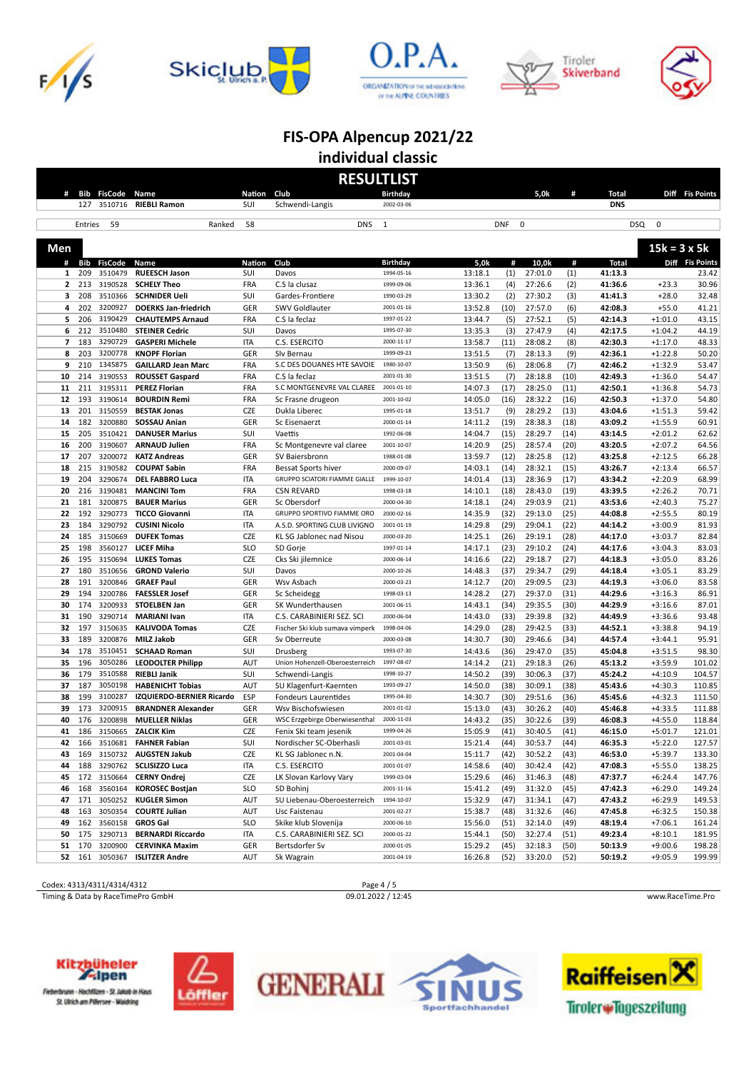# FIS-OPA Alpencup 2021/22

## individual classic

### RESULTLIST

| # | Bib | FisCode | Name | Nation | Club | Birthday | 5,0k | # | Total | Diff | Fis Points |
|---|---|---|---|---|---|---|---|---|---|---|---|
| | 127 | 3510716 | RIEBLI Ramon | SUI | Schwendi-Langis | 2002-03-06 | | | DNS | | |

Entries 59 | Ranked 58 | DNS 1 | DNF 0 | DSQ 0

## Men — 15k = 3 x 5k

| # | Bib | FisCode | Name | Nation | Club | Birthday | 5,0k | # | 10,0k | # | Total | Diff | Fis Points |
|---|---|---|---|---|---|---|---|---|---|---|---|---|---|
| 1 | 209 | 3510479 | RUEESCH Jason | SUI | Davos | 1994-05-16 | 13:18.1 | (1) | 27:01.0 | (1) | 41:13.3 | | 23.42 |
| 2 | 213 | 3190528 | SCHELY Theo | FRA | C.S la clusaz | 1999-09-06 | 13:36.1 | (4) | 27:26.6 | (2) | 41:36.6 | +23.3 | 30.96 |
| 3 | 208 | 3510366 | SCHNIDER Ueli | SUI | Gardes-Frontiere | 1990-03-29 | 13:30.2 | (2) | 27:30.2 | (3) | 41:41.3 | +28.0 | 32.48 |
| 4 | 202 | 3200927 | DOERKS Jan-friedrich | GER | SWV Goldlauter | 2001-01-16 | 13:52.8 | (10) | 27:57.0 | (6) | 42:08.3 | +55.0 | 41.21 |
| 5 | 206 | 3190429 | CHAUTEMPS Arnaud | FRA | C.S la feclaz | 1997-01-22 | 13:44.7 | (5) | 27:52.1 | (5) | 42:14.3 | +1:01.0 | 43.15 |
| 6 | 212 | 3510480 | STEINER Cedric | SUI | Davos | 1995-07-30 | 13:35.3 | (3) | 27:47.9 | (4) | 42:17.5 | +1:04.2 | 44.19 |
| 7 | 183 | 3290729 | GASPERI Michele | ITA | C.S. ESERCITO | 2000-11-17 | 13:58.7 | (11) | 28:08.2 | (8) | 42:30.3 | +1:17.0 | 48.33 |
| 8 | 203 | 3200778 | KNOPF Florian | GER | Slv Bernau | 1999-09-23 | 13:51.5 | (7) | 28:13.3 | (9) | 42:36.1 | +1:22.8 | 50.20 |
| 9 | 210 | 1345875 | GAILLARD Jean Marc | FRA | S.C DES DOUANES HTE SAVOIE | 1980-10-07 | 13:50.9 | (6) | 28:06.8 | (7) | 42:46.2 | +1:32.9 | 53.47 |
| 10 | 214 | 3190553 | ROUSSET Gaspard | FRA | C.S la feclaz | 2001-01-30 | 13:51.5 | (7) | 28:18.8 | (10) | 42:49.3 | +1:36.0 | 54.47 |
| 11 | 211 | 3195311 | PEREZ Florian | FRA | S.C MONTGENEVRE VAL CLAREE | 2001-01-10 | 14:07.3 | (17) | 28:25.0 | (11) | 42:50.1 | +1:36.8 | 54.73 |
| 12 | 193 | 3190614 | BOURDIN Remi | FRA | Sc Frasne drugeon | 2001-10-02 | 14:05.0 | (16) | 28:32.2 | (16) | 42:50.3 | +1:37.0 | 54.80 |
| 13 | 201 | 3150559 | BESTAK Jonas | CZE | Dukla Liberec | 1995-01-18 | 13:51.7 | (9) | 28:29.2 | (13) | 43:04.6 | +1:51.3 | 59.42 |
| 14 | 182 | 3200880 | SOSSAU Anian | GER | Sc Eisenarzt | 2000-01-14 | 14:11.2 | (19) | 28:38.3 | (18) | 43:09.2 | +1:55.9 | 60.91 |
| 15 | 205 | 3510421 | DANUSER Marius | SUI | Vaettis | 1992-06-08 | 14:04.7 | (15) | 28:29.7 | (14) | 43:14.5 | +2:01.2 | 62.62 |
| 16 | 200 | 3190607 | ARNAUD Julien | FRA | Sc Montgenevre val claree | 2001-10-07 | 14:20.9 | (25) | 28:57.4 | (20) | 43:20.5 | +2:07.2 | 64.56 |
| 17 | 207 | 3200072 | KATZ Andreas | GER | SV Baiersbronn | 1988-01-08 | 13:59.7 | (12) | 28:25.8 | (12) | 43:25.8 | +2:12.5 | 66.28 |
| 18 | 215 | 3190582 | COUPAT Sabin | FRA | Bessat Sports hiver | 2000-09-07 | 14:03.1 | (14) | 28:32.1 | (15) | 43:26.7 | +2:13.4 | 66.57 |
| 19 | 204 | 3290674 | DEL FABBRO Luca | ITA | GRUPPO SCIATORI FIAMME GIALLE | 1999-10-07 | 14:01.4 | (13) | 28:36.9 | (17) | 43:34.2 | +2:20.9 | 68.99 |
| 20 | 216 | 3190481 | MANCINI Tom | FRA | CSN REVARD | 1998-03-18 | 14:10.1 | (18) | 28:43.0 | (19) | 43:39.5 | +2:26.2 | 70.71 |
| 21 | 181 | 3200875 | BAUER Marius | GER | Sc Obersdorf | 2000-04-30 | 14:18.1 | (24) | 29:03.9 | (21) | 43:53.6 | +2:40.3 | 75.27 |
| 22 | 192 | 3290773 | TICCO Giovanni | ITA | GRUPPO SPORTIVO FIAMME ORO | 2000-02-16 | 14:35.9 | (32) | 29:13.0 | (25) | 44:08.8 | +2:55.5 | 80.19 |
| 23 | 184 | 3290792 | CUSINI Nicolo | ITA | A.S.D. SPORTING CLUB LIVIGNO | 2001-01-19 | 14:29.8 | (29) | 29:04.1 | (22) | 44:14.2 | +3:00.9 | 81.93 |
| 24 | 185 | 3150669 | DUFEK Tomas | CZE | KL SG Jablonec nad Nisou | 2000-03-20 | 14:25.1 | (26) | 29:19.1 | (28) | 44:17.0 | +3:03.7 | 82.84 |
| 25 | 198 | 3560127 | LICEF Miha | SLO | SD Gorje | 1997-01-14 | 14:17.1 | (23) | 29:10.2 | (24) | 44:17.6 | +3:04.3 | 83.03 |
| 26 | 195 | 3150694 | LUKES Tomas | CZE | Cks Ski jilemnice | 2000-06-14 | 14:16.6 | (22) | 29:18.7 | (27) | 44:18.3 | +3:05.0 | 83.26 |
| 27 | 180 | 3510656 | GROND Valerio | SUI | Davos | 2000-10-26 | 14:48.3 | (37) | 29:34.7 | (29) | 44:18.4 | +3:05.1 | 83.29 |
| 28 | 191 | 3200846 | GRAEF Paul | GER | Wsv Asbach | 2000-03-23 | 14:12.7 | (20) | 29:09.5 | (23) | 44:19.3 | +3:06.0 | 83.58 |
| 29 | 194 | 3200786 | FAESSLER Josef | GER | Sc Scheidegg | 1998-03-13 | 14:28.2 | (27) | 29:37.0 | (31) | 44:29.6 | +3:16.3 | 86.91 |
| 30 | 174 | 3200933 | STOELBEN Jan | GER | SK Wunderthausen | 2001-06-15 | 14:43.1 | (34) | 29:35.5 | (30) | 44:29.9 | +3:16.6 | 87.01 |
| 31 | 190 | 3290714 | MARIANI Ivan | ITA | C.S. CARABINIERI SEZ. SCI | 2000-06-04 | 14:43.0 | (33) | 29:39.8 | (32) | 44:49.9 | +3:36.6 | 93.48 |
| 32 | 197 | 3150635 | KALIVODA Tomas | CZE | Fischer Ski klub sumava vimperk | 1998-04-06 | 14:29.0 | (28) | 29:42.5 | (33) | 44:52.1 | +3:38.8 | 94.19 |
| 33 | 189 | 3200876 | MILZ Jakob | GER | Sv Oberreute | 2000-03-08 | 14:30.7 | (30) | 29:46.6 | (34) | 44:57.4 | +3:44.1 | 95.91 |
| 34 | 178 | 3510451 | SCHAAD Roman | SUI | Drusberg | 1993-07-30 | 14:43.6 | (36) | 29:47.0 | (35) | 45:04.8 | +3:51.5 | 98.30 |
| 35 | 196 | 3050286 | LEODOLTER Philipp | AUT | Union Hohenzell-Oberoesterreich | 1997-08-07 | 14:14.2 | (21) | 29:18.3 | (26) | 45:13.2 | +3:59.9 | 101.02 |
| 36 | 179 | 3510588 | RIEBLI Janik | SUI | Schwendi-Langis | 1998-10-27 | 14:50.2 | (39) | 30:06.3 | (37) | 45:24.2 | +4:10.9 | 104.57 |
| 37 | 187 | 3050198 | HABENICHT Tobias | AUT | SU Klagenfurt-Kaernten | 1993-09-27 | 14:50.0 | (38) | 30:09.1 | (38) | 45:43.6 | +4:30.3 | 110.85 |
| 38 | 199 | 3100287 | IZQUIERDO-BERNIER Ricardo | ESP | Fondeurs Laurentides | 1995-04-30 | 14:30.7 | (30) | 29:51.6 | (36) | 45:45.6 | +4:32.3 | 111.50 |
| 39 | 173 | 3200915 | BRANDNER Alexander | GER | Wsv Bischofswiesen | 2001-01-02 | 15:13.0 | (43) | 30:26.2 | (40) | 45:46.8 | +4:33.5 | 111.88 |
| 40 | 176 | 3200898 | MUELLER Niklas | GER | WSC Erzgebirge Oberwiesenthal | 2000-11-03 | 14:43.2 | (35) | 30:22.6 | (39) | 46:08.3 | +4:55.0 | 118.84 |
| 41 | 186 | 3150665 | ZALCIK Kim | CZE | Fenix Ski team jesenik | 1999-04-26 | 15:05.9 | (41) | 30:40.5 | (41) | 46:15.0 | +5:01.7 | 121.01 |
| 42 | 166 | 3510681 | FAHNER Fabian | SUI | Nordischer SC-Oberhasli | 2001-03-01 | 15:21.4 | (44) | 30:53.7 | (44) | 46:35.3 | +5:22.0 | 127.57 |
| 43 | 169 | 3150732 | AUGSTEN Jakub | CZE | KL SG Jablonec n.N. | 2001-04-04 | 15:11.7 | (42) | 30:52.2 | (43) | 46:53.0 | +5:39.7 | 133.30 |
| 44 | 188 | 3290762 | SCLISIZZO Luca | ITA | C.S. ESERCITO | 2001-01-07 | 14:58.6 | (40) | 30:42.4 | (42) | 47:08.3 | +5:55.0 | 138.25 |
| 45 | 172 | 3150664 | CERNY Ondrej | CZE | LK Slovan Karlovy Vary | 1999-03-04 | 15:29.6 | (46) | 31:46.3 | (48) | 47:37.7 | +6:24.4 | 147.76 |
| 46 | 168 | 3560164 | KOROSEC Bostjan | SLO | SD Bohinj | 2001-11-16 | 15:41.2 | (49) | 31:32.0 | (45) | 47:42.3 | +6:29.0 | 149.24 |
| 47 | 171 | 3050252 | KUGLER Simon | AUT | SU Liebenau-Oberoesterreich | 1994-10-07 | 15:32.9 | (47) | 31:34.1 | (47) | 47:43.2 | +6:29.9 | 149.53 |
| 48 | 163 | 3050354 | COURTE Julian | AUT | Usc Faistenau | 2001-02-27 | 15:38.7 | (48) | 31:32.6 | (46) | 47:45.8 | +6:32.5 | 150.38 |
| 49 | 162 | 3560158 | GROS Gal | SLO | Skike klub Slovenija | 2000-06-10 | 15:56.0 | (51) | 32:14.0 | (49) | 48:19.4 | +7:06.1 | 161.24 |
| 50 | 175 | 3290713 | BERNARDI Riccardo | ITA | C.S. CARABINIERI SEZ. SCI | 2000-01-22 | 15:44.1 | (50) | 32:27.4 | (51) | 49:23.4 | +8:10.1 | 181.95 |
| 51 | 170 | 3200900 | CERVINKA Maxim | GER | Bertsdorfer Sv | 2000-01-05 | 15:29.2 | (45) | 32:18.3 | (50) | 50:13.9 | +9:00.6 | 198.28 |
| 52 | 161 | 3050367 | ISLITZER Andre | AUT | Sk Wagrain | 2001-04-19 | 16:26.8 | (52) | 33:20.0 | (52) | 50:19.2 | +9:05.9 | 199.99 |

Codex: 4313/4311/4314/4312

Timing & Data by RaceTimePro GmbH — 09.01.2022 / 12:45 — www.RaceTime.Pro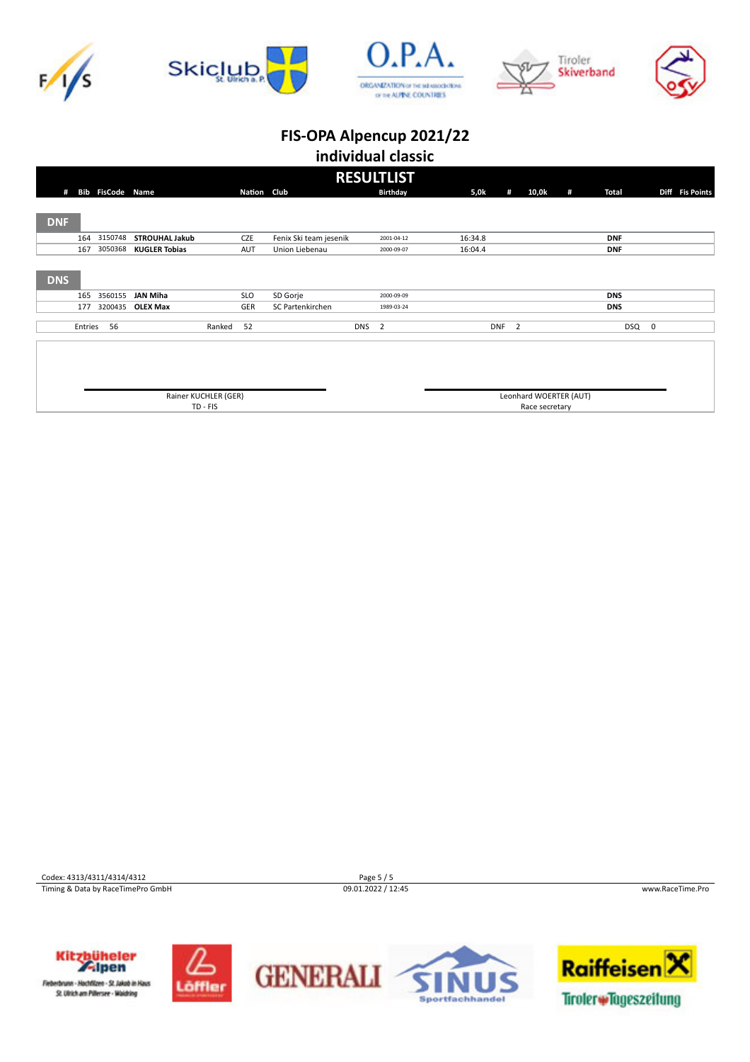# FIS-OPA Alpencup 2021/22

## individual classic

## RESULTLIST

| # | Bib | FisCode | Name | Nation | Club | Birthday | 5,0k | # | 10,0k | # | Total | Diff | Fis Points |
|---|---|---|---|---|---|---|---|---|---|---|---|---|---|
| **DNF** | | | | | | | | | | | | | |
| | 164 | 3150748 | **STROUHAL Jakub** | CZE | Fenix Ski team jesenik | 2001-04-12 | 16:34.8 | | | | **DNF** | | |
| | 167 | 3050368 | **KUGLER Tobias** | AUT | Union Liebenau | 2000-09-07 | 16:04.4 | | | | **DNF** | | |
| **DNS** | | | | | | | | | | | | | |
| | 165 | 3560155 | **JAN Miha** | SLO | SD Gorje | 2000-09-09 | | | | | **DNS** | | |
| | 177 | 3200435 | **OLEX Max** | GER | SC Partenkirchen | 1989-03-24 | | | | | **DNS** | | |

Entries 56 | Ranked 52 | DNS 2 | DNF 2 | DSQ 0

Rainer KUCHLER (GER)
TD - FIS

Leonhard WOERTER (AUT)
Race secretary

Codex: 4313/4311/4314/4312
Timing & Data by RaceTimePro GmbH
09.01.2022 / 12:45
www.RaceTime.Pro